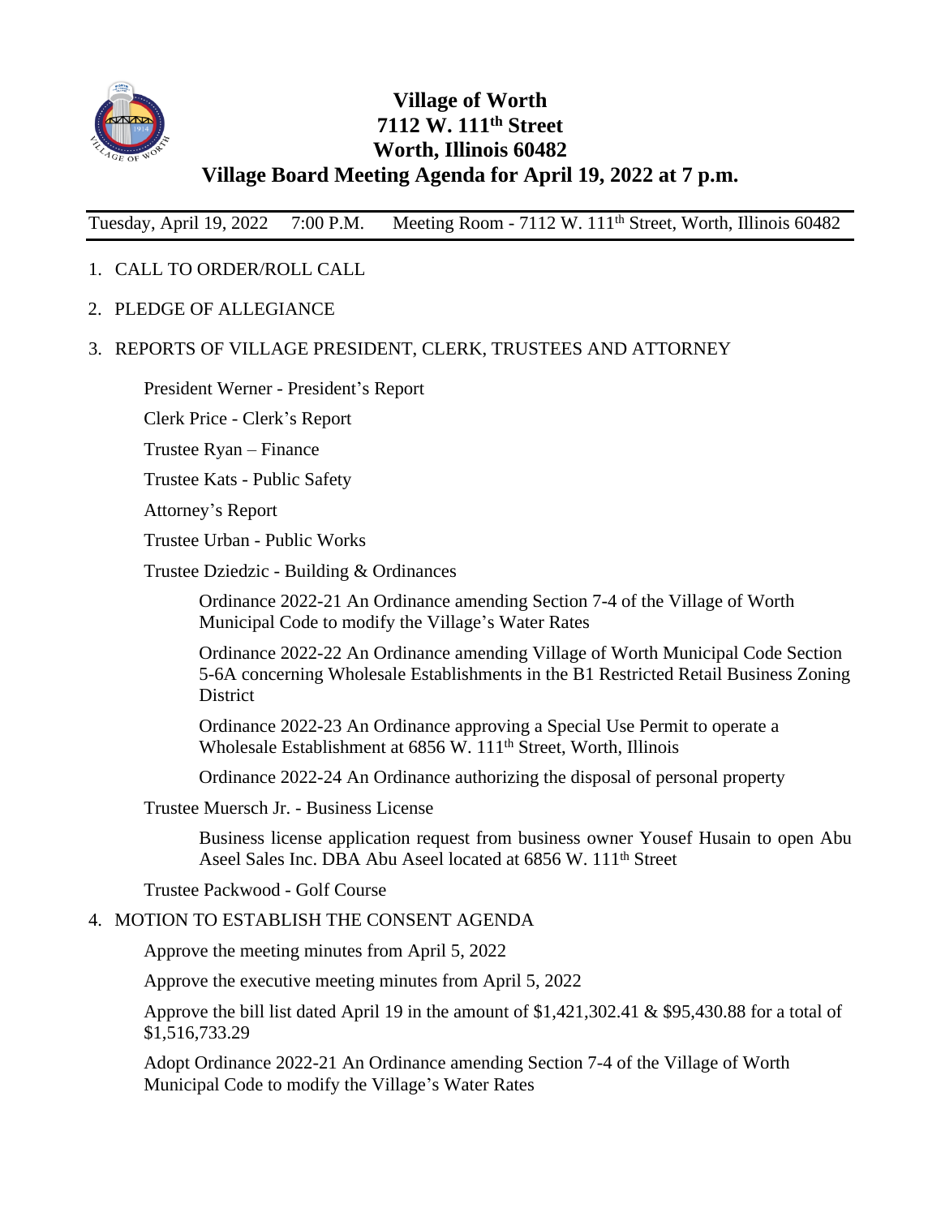# Village of Worth
# 7112 W. 111th Street
# Worth, Illinois 60482
# Village Board Meeting Agenda for April 19, 2022 at 7 p.m.

Tuesday, April 19, 2022 7:00 P.M. Meeting Room - 7112 W. 111th Street, Worth, Illinois 60482

1. CALL TO ORDER/ROLL CALL
2. PLEDGE OF ALLEGIANCE
3. REPORTS OF VILLAGE PRESIDENT, CLERK, TRUSTEES AND ATTORNEY

   President Werner - President's Report

   Clerk Price - Clerk's Report

   Trustee Ryan – Finance

   Trustee Kats - Public Safety

   Attorney's Report

   Trustee Urban - Public Works

   Trustee Dziedzic - Building & Ordinances

      Ordinance 2022-21 An Ordinance amending Section 7-4 of the Village of Worth Municipal Code to modify the Village's Water Rates

      Ordinance 2022-22 An Ordinance amending Village of Worth Municipal Code Section 5-6A concerning Wholesale Establishments in the B1 Restricted Retail Business Zoning District

      Ordinance 2022-23 An Ordinance approving a Special Use Permit to operate a Wholesale Establishment at 6856 W. 111th Street, Worth, Illinois

      Ordinance 2022-24 An Ordinance authorizing the disposal of personal property

   Trustee Muersch Jr. - Business License

      Business license application request from business owner Yousef Husain to open Abu Aseel Sales Inc. DBA Abu Aseel located at 6856 W. 111th Street

   Trustee Packwood - Golf Course

4. MOTION TO ESTABLISH THE CONSENT AGENDA

   Approve the meeting minutes from April 5, 2022

   Approve the executive meeting minutes from April 5, 2022

   Approve the bill list dated April 19 in the amount of $1,421,302.41 & $95,430.88 for a total of $1,516,733.29

   Adopt Ordinance 2022-21 An Ordinance amending Section 7-4 of the Village of Worth Municipal Code to modify the Village's Water Rates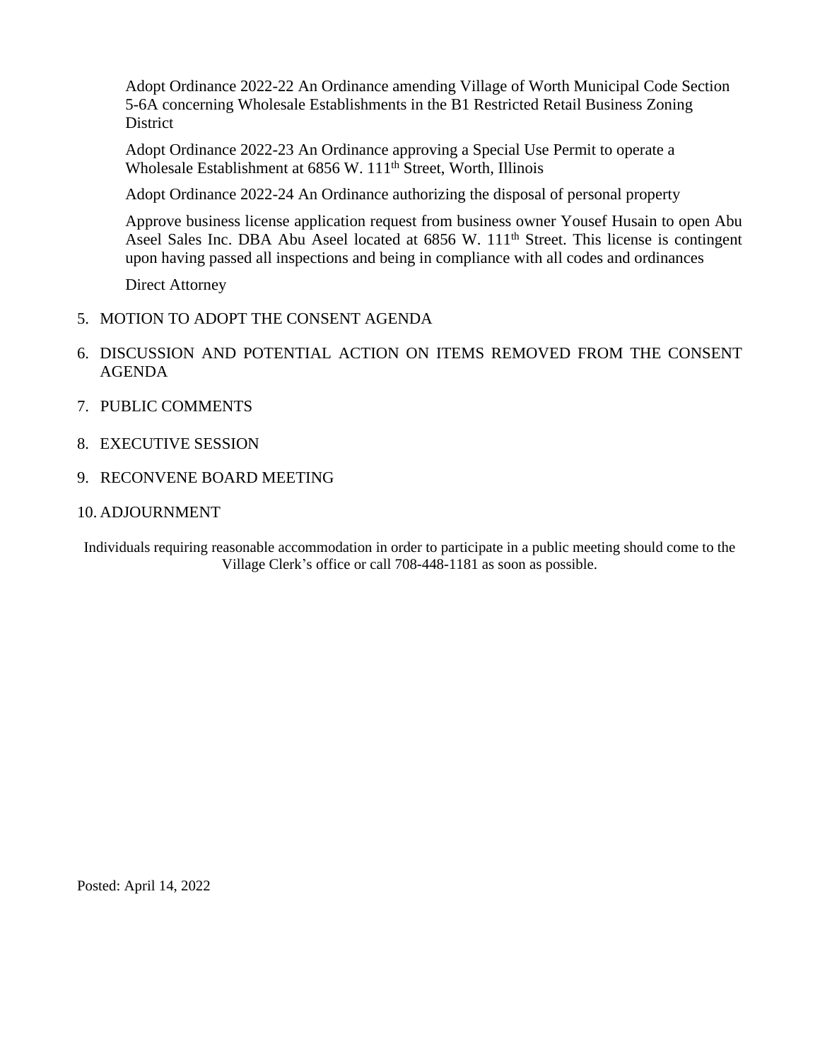Adopt Ordinance 2022-22 An Ordinance amending Village of Worth Municipal Code Section 5-6A concerning Wholesale Establishments in the B1 Restricted Retail Business Zoning District

Adopt Ordinance 2022-23 An Ordinance approving a Special Use Permit to operate a Wholesale Establishment at 6856 W. 111th Street, Worth, Illinois

Adopt Ordinance 2022-24 An Ordinance authorizing the disposal of personal property

Approve business license application request from business owner Yousef Husain to open Abu Aseel Sales Inc. DBA Abu Aseel located at 6856 W. 111th Street. This license is contingent upon having passed all inspections and being in compliance with all codes and ordinances

Direct Attorney

5. MOTION TO ADOPT THE CONSENT AGENDA
6. DISCUSSION AND POTENTIAL ACTION ON ITEMS REMOVED FROM THE CONSENT AGENDA
7. PUBLIC COMMENTS
8. EXECUTIVE SESSION
9. RECONVENE BOARD MEETING
10. ADJOURNMENT

Individuals requiring reasonable accommodation in order to participate in a public meeting should come to the Village Clerk's office or call 708-448-1181 as soon as possible.

Posted: April 14, 2022